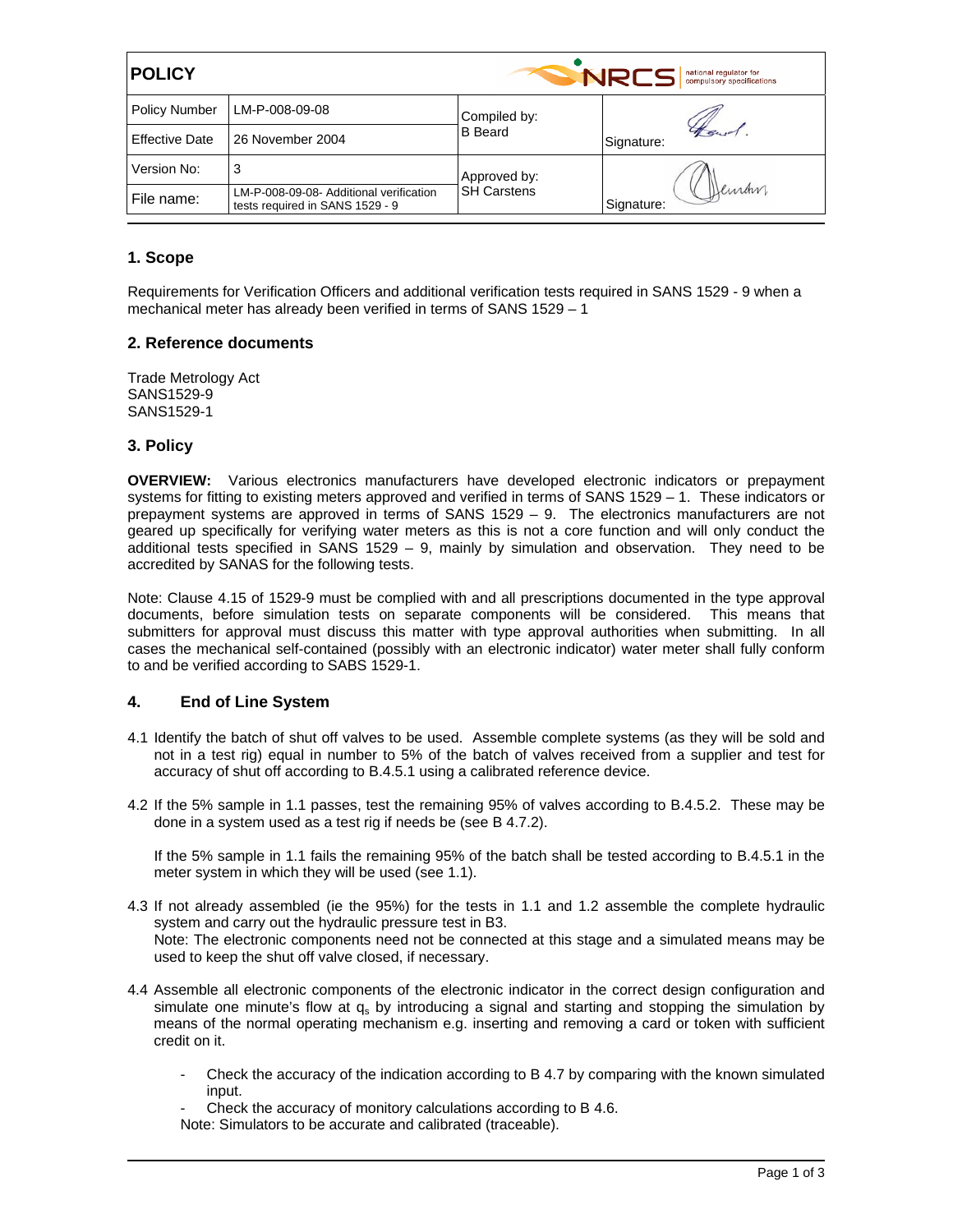| POLICY | | NRCS national regulator for compulsory specifications | |
|---|---|---|---|
| Policy Number | LM-P-008-09-08 | Compiled by: B Beard | Signature: |
| Effective Date | 26 November 2004 | | |
| Version No: | 3 | Approved by: SH Carstens | Signature: |
| File name: | LM-P-008-09-08- Additional verification tests required in SANS 1529 - 9 | | |

## 1. Scope

Requirements for Verification Officers and additional verification tests required in SANS 1529 - 9 when a mechanical meter has already been verified in terms of SANS 1529 – 1

## 2. Reference documents

Trade Metrology Act
SANS1529-9
SANS1529-1

## 3. Policy

**OVERVIEW:** Various electronics manufacturers have developed electronic indicators or prepayment systems for fitting to existing meters approved and verified in terms of SANS 1529 – 1. These indicators or prepayment systems are approved in terms of SANS 1529 – 9. The electronics manufacturers are not geared up specifically for verifying water meters as this is not a core function and will only conduct the additional tests specified in SANS 1529 – 9, mainly by simulation and observation. They need to be accredited by SANAS for the following tests.

Note: Clause 4.15 of 1529-9 must be complied with and all prescriptions documented in the type approval documents, before simulation tests on separate components will be considered. This means that submitters for approval must discuss this matter with type approval authorities when submitting. In all cases the mechanical self-contained (possibly with an electronic indicator) water meter shall fully conform to and be verified according to SABS 1529-1.

## 4. End of Line System

4.1 Identify the batch of shut off valves to be used. Assemble complete systems (as they will be sold and not in a test rig) equal in number to 5% of the batch of valves received from a supplier and test for accuracy of shut off according to B.4.5.1 using a calibrated reference device.

4.2 If the 5% sample in 1.1 passes, test the remaining 95% of valves according to B.4.5.2. These may be done in a system used as a test rig if needs be (see B 4.7.2).

If the 5% sample in 1.1 fails the remaining 95% of the batch shall be tested according to B.4.5.1 in the meter system in which they will be used (see 1.1).

4.3 If not already assembled (ie the 95%) for the tests in 1.1 and 1.2 assemble the complete hydraulic system and carry out the hydraulic pressure test in B3.
Note: The electronic components need not be connected at this stage and a simulated means may be used to keep the shut off valve closed, if necessary.

4.4 Assemble all electronic components of the electronic indicator in the correct design configuration and simulate one minute's flow at $q_s$ by introducing a signal and starting and stopping the simulation by means of the normal operating mechanism e.g. inserting and removing a card or token with sufficient credit on it.

- Check the accuracy of the indication according to B 4.7 by comparing with the known simulated input.
- Check the accuracy of monitory calculations according to B 4.6.

Note: Simulators to be accurate and calibrated (traceable).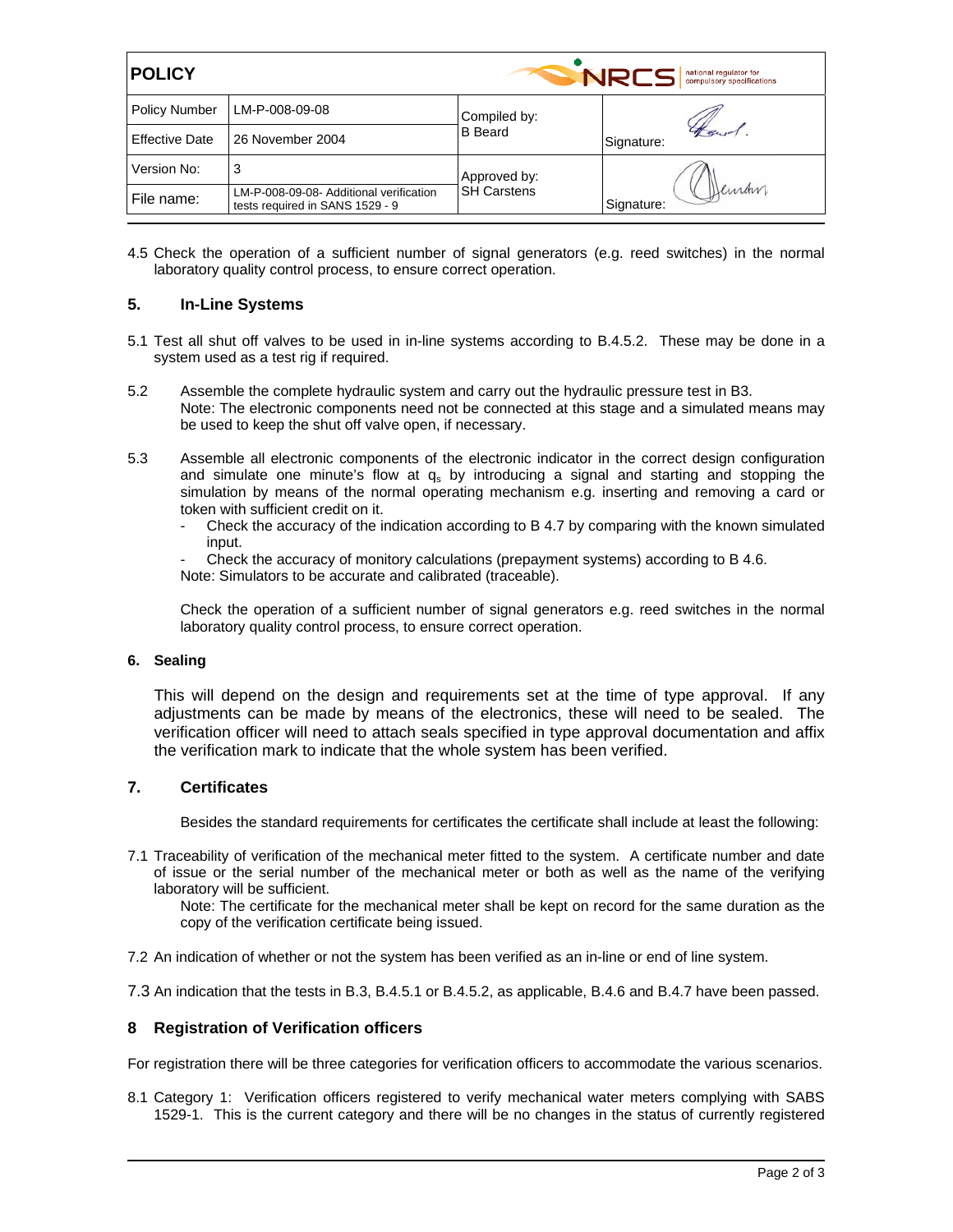| POLICY | | | |
|---|---|---|---|
| Policy Number | LM-P-008-09-08 | Compiled by: B Beard | Signature: |
| Effective Date | 26 November 2004 | | |
| Version No: | 3 | Approved by: SH Carstens | Signature: |
| File name: | LM-P-008-09-08- Additional verification tests required in SANS 1529 - 9 | | |

4.5 Check the operation of a sufficient number of signal generators (e.g. reed switches) in the normal laboratory quality control process, to ensure correct operation.

## 5. In-Line Systems

5.1 Test all shut off valves to be used in in-line systems according to B.4.5.2. These may be done in a system used as a test rig if required.

5.2 Assemble the complete hydraulic system and carry out the hydraulic pressure test in B3.
Note: The electronic components need not be connected at this stage and a simulated means may be used to keep the shut off valve open, if necessary.

5.3 Assemble all electronic components of the electronic indicator in the correct design configuration and simulate one minute's flow at $q_s$ by introducing a signal and starting and stopping the simulation by means of the normal operating mechanism e.g. inserting and removing a card or token with sufficient credit on it.

- Check the accuracy of the indication according to B 4.7 by comparing with the known simulated input.
- Check the accuracy of monitory calculations (prepayment systems) according to B 4.6.

Note: Simulators to be accurate and calibrated (traceable).

Check the operation of a sufficient number of signal generators e.g. reed switches in the normal laboratory quality control process, to ensure correct operation.

## 6. Sealing

This will depend on the design and requirements set at the time of type approval. If any adjustments can be made by means of the electronics, these will need to be sealed. The verification officer will need to attach seals specified in type approval documentation and affix the verification mark to indicate that the whole system has been verified.

## 7. Certificates

Besides the standard requirements for certificates the certificate shall include at least the following:

7.1 Traceability of verification of the mechanical meter fitted to the system. A certificate number and date of issue or the serial number of the mechanical meter or both as well as the name of the verifying laboratory will be sufficient.
Note: The certificate for the mechanical meter shall be kept on record for the same duration as the copy of the verification certificate being issued.

7.2 An indication of whether or not the system has been verified as an in-line or end of line system.

7.3 An indication that the tests in B.3, B.4.5.1 or B.4.5.2, as applicable, B.4.6 and B.4.7 have been passed.

## 8 Registration of Verification officers

For registration there will be three categories for verification officers to accommodate the various scenarios.

8.1 Category 1: Verification officers registered to verify mechanical water meters complying with SABS 1529-1. This is the current category and there will be no changes in the status of currently registered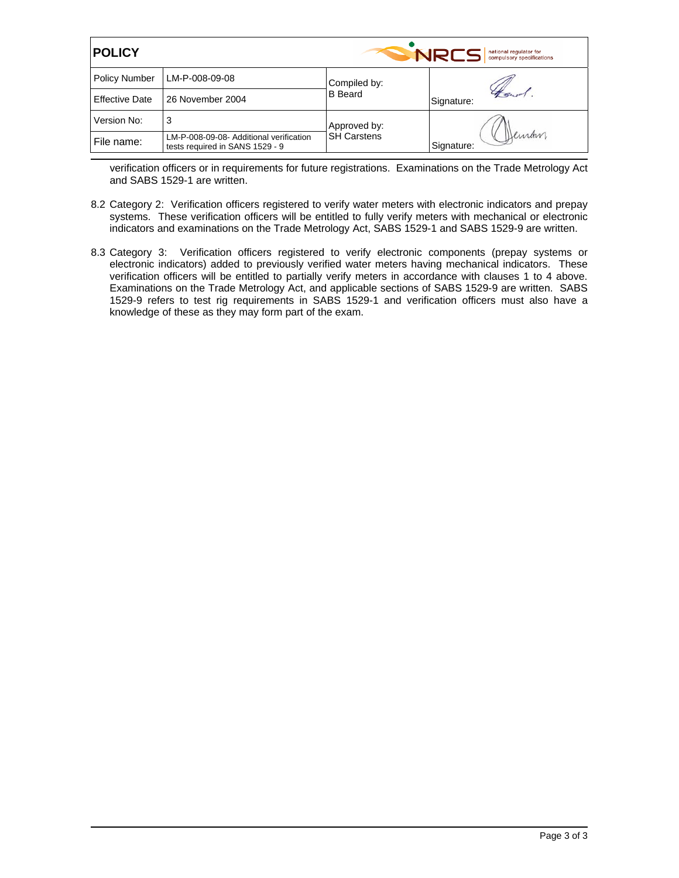verification officers or in requirements for future registrations. Examinations on the Trade Metrology Act and SABS 1529-1 are written.

8.2 Category 2: Verification officers registered to verify water meters with electronic indicators and prepay systems. These verification officers will be entitled to fully verify meters with mechanical or electronic indicators and examinations on the Trade Metrology Act, SABS 1529-1 and SABS 1529-9 are written.

8.3 Category 3: Verification officers registered to verify electronic components (prepay systems or electronic indicators) added to previously verified water meters having mechanical indicators. These verification officers will be entitled to partially verify meters in accordance with clauses 1 to 4 above. Examinations on the Trade Metrology Act, and applicable sections of SABS 1529-9 are written. SABS 1529-9 refers to test rig requirements in SABS 1529-1 and verification officers must also have a knowledge of these as they may form part of the exam.